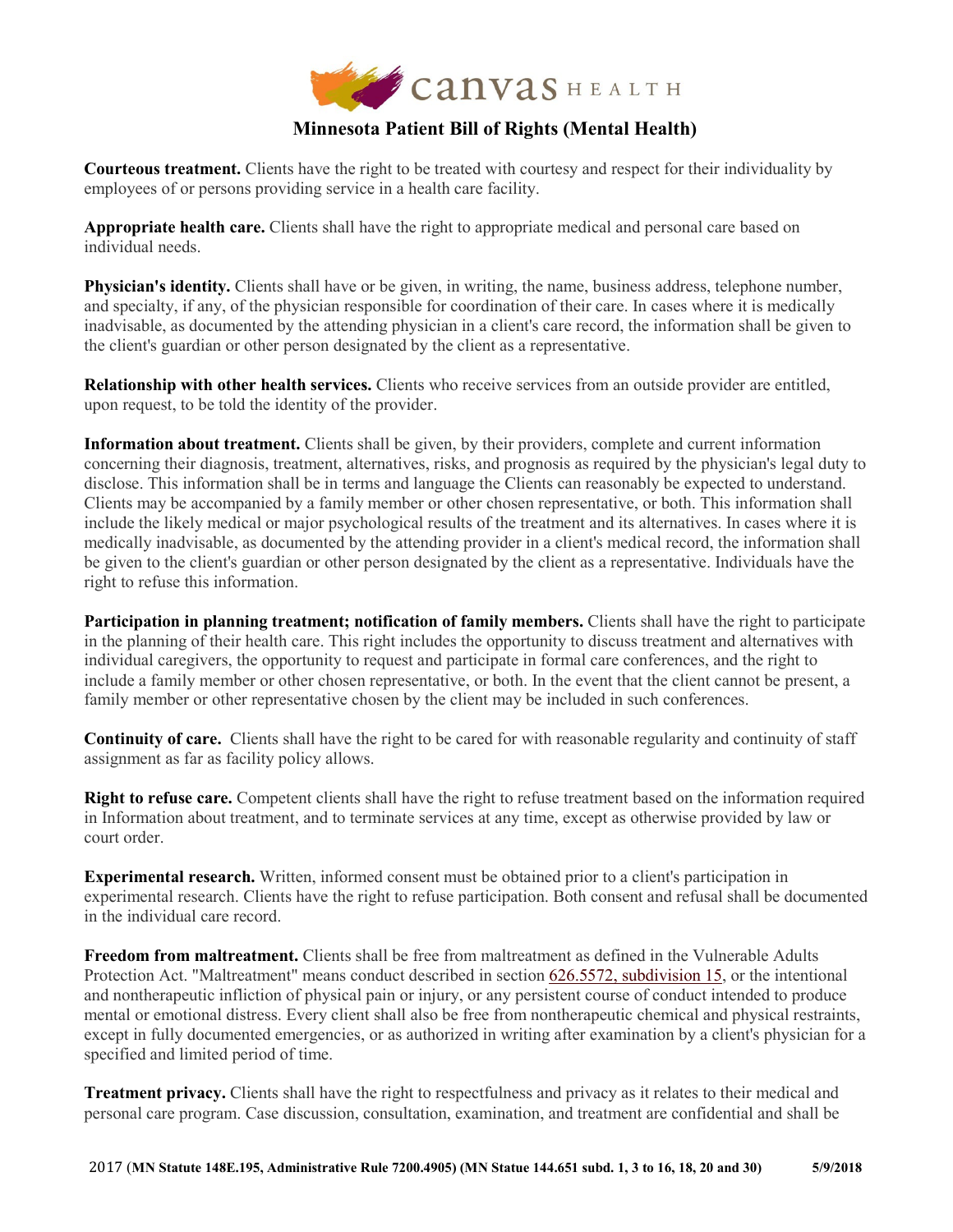canvas HEALTH

# Minnesota Patient Bill of Rights (Mental Health)

**Courteous treatment.** Clients have the right to be treated with courtesy and respect for their individuality by employees of or persons providing service in a health care facility.

**Appropriate health care.** Clients shall have the right to appropriate medical and personal care based on individual needs.

**Physician's identity.** Clients shall have or be given, in writing, the name, business address, telephone number, and specialty, if any, of the physician responsible for coordination of their care. In cases where it is medically inadvisable, as documented by the attending physician in a client's care record, the information shall be given to the client's guardian or other person designated by the client as a representative.

**Relationship with other health services.** Clients who receive services from an outside provider are entitled, upon request, to be told the identity of the provider.

**Information about treatment.** Clients shall be given, by their providers, complete and current information concerning their diagnosis, treatment, alternatives, risks, and prognosis as required by the physician's legal duty to disclose. This information shall be in terms and language the Clients can reasonably be expected to understand. Clients may be accompanied by a family member or other chosen representative, or both. This information shall include the likely medical or major psychological results of the treatment and its alternatives. In cases where it is medically inadvisable, as documented by the attending provider in a client's medical record, the information shall be given to the client's guardian or other person designated by the client as a representative. Individuals have the right to refuse this information.

**Participation in planning treatment; notification of family members.** Clients shall have the right to participate in the planning of their health care. This right includes the opportunity to discuss treatment and alternatives with individual caregivers, the opportunity to request and participate in formal care conferences, and the right to include a family member or other chosen representative, or both. In the event that the client cannot be present, a family member or other representative chosen by the client may be included in such conferences.

**Continuity of care.** Clients shall have the right to be cared for with reasonable regularity and continuity of staff assignment as far as facility policy allows.

**Right to refuse care.** Competent clients shall have the right to refuse treatment based on the information required in Information about treatment, and to terminate services at any time, except as otherwise provided by law or court order.

**Experimental research.** Written, informed consent must be obtained prior to a client's participation in experimental research. Clients have the right to refuse participation. Both consent and refusal shall be documented in the individual care record.

**Freedom from maltreatment.** Clients shall be free from maltreatment as defined in the Vulnerable Adults Protection Act. "Maltreatment" means conduct described in section 626.5572, subdivision 15, or the intentional and nontherapeutic infliction of physical pain or injury, or any persistent course of conduct intended to produce mental or emotional distress. Every client shall also be free from nontherapeutic chemical and physical restraints, except in fully documented emergencies, or as authorized in writing after examination by a client's physician for a specified and limited period of time.

**Treatment privacy.** Clients shall have the right to respectfulness and privacy as it relates to their medical and personal care program. Case discussion, consultation, examination, and treatment are confidential and shall be

2017 (**MN Statute 148E.195, Administrative Rule 7200.4905) (MN Statue 144.651 subd. 1, 3 to 16, 18, 20 and 30)** **5/9/2018**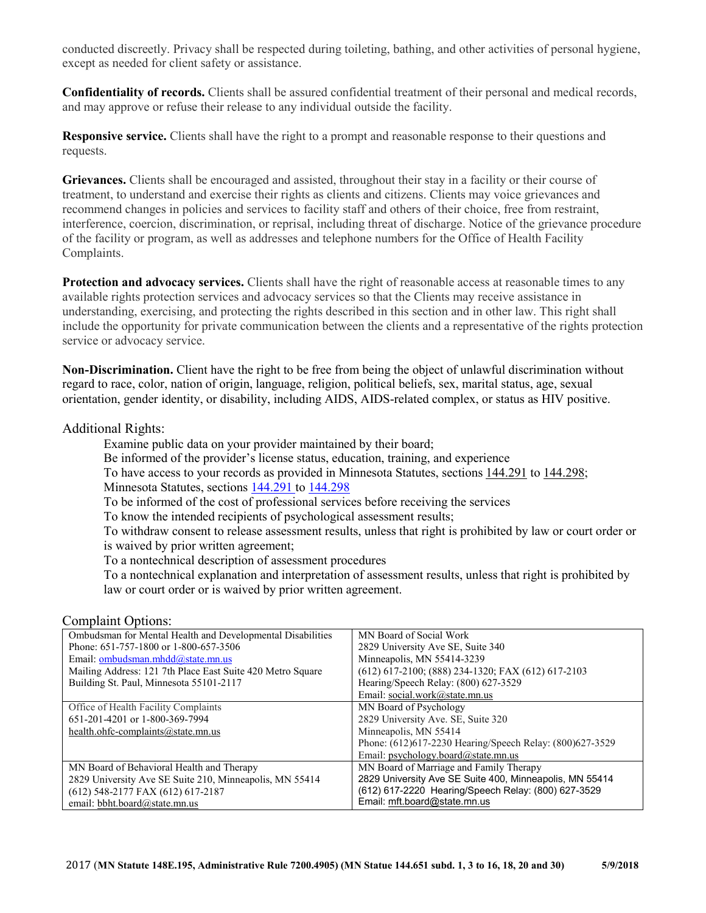conducted discreetly. Privacy shall be respected during toileting, bathing, and other activities of personal hygiene, except as needed for client safety or assistance.

**Confidentiality of records.** Clients shall be assured confidential treatment of their personal and medical records, and may approve or refuse their release to any individual outside the facility.

**Responsive service.** Clients shall have the right to a prompt and reasonable response to their questions and requests.

**Grievances.** Clients shall be encouraged and assisted, throughout their stay in a facility or their course of treatment, to understand and exercise their rights as clients and citizens. Clients may voice grievances and recommend changes in policies and services to facility staff and others of their choice, free from restraint, interference, coercion, discrimination, or reprisal, including threat of discharge. Notice of the grievance procedure of the facility or program, as well as addresses and telephone numbers for the Office of Health Facility Complaints.

**Protection and advocacy services.** Clients shall have the right of reasonable access at reasonable times to any available rights protection services and advocacy services so that the Clients may receive assistance in understanding, exercising, and protecting the rights described in this section and in other law. This right shall include the opportunity for private communication between the clients and a representative of the rights protection service or advocacy service.

**Non-Discrimination.** Client have the right to be free from being the object of unlawful discrimination without regard to race, color, nation of origin, language, religion, political beliefs, sex, marital status, age, sexual orientation, gender identity, or disability, including AIDS, AIDS-related complex, or status as HIV positive.

Additional Rights:

- Examine public data on your provider maintained by their board;
- Be informed of the provider's license status, education, training, and experience
- To have access to your records as provided in Minnesota Statutes, sections 144.291 to 144.298; Minnesota Statutes, sections 144.291 to 144.298
- To be informed of the cost of professional services before receiving the services
- To know the intended recipients of psychological assessment results;
- To withdraw consent to release assessment results, unless that right is prohibited by law or court order or is waived by prior written agreement;
- To a nontechnical description of assessment procedures
- To a nontechnical explanation and interpretation of assessment results, unless that right is prohibited by law or court order or is waived by prior written agreement.

Complaint Options:

| | |
|---|---|
| Ombudsman for Mental Health and Developmental Disabilities<br>Phone: 651-757-1800 or 1-800-657-3506<br>Email: ombudsman.mhdd@state.mn.us<br>Mailing Address: 121 7th Place East Suite 420 Metro Square Building St. Paul, Minnesota 55101-2117 | MN Board of Social Work<br>2829 University Ave SE, Suite 340<br>Minneapolis, MN 55414-3239<br>(612) 617-2100; (888) 234-1320; FAX (612) 617-2103<br>Hearing/Speech Relay: (800) 627-3529<br>Email: social.work@state.mn.us |
| Office of Health Facility Complaints<br>651-201-4201 or 1-800-369-7994<br>health.ohfc-complaints@state.mn.us | MN Board of Psychology<br>2829 University Ave. SE, Suite 320<br>Minneapolis, MN 55414<br>Phone: (612)617-2230 Hearing/Speech Relay: (800)627-3529<br>Email: psychology.board@state.mn.us |
| MN Board of Behavioral Health and Therapy<br>2829 University Ave SE Suite 210, Minneapolis, MN 55414<br>(612) 548-2177 FAX (612) 617-2187<br>email: bbht.board@state.mn.us | MN Board of Marriage and Family Therapy<br>2829 University Ave SE Suite 400, Minneapolis, MN 55414<br>(612) 617-2220 Hearing/Speech Relay: (800) 627-3529<br>Email: mft.board@state.mn.us |

2017 (**MN Statute 148E.195, Administrative Rule 7200.4905) (MN Statue 144.651 subd. 1, 3 to 16, 18, 20 and 30)** **5/9/2018**